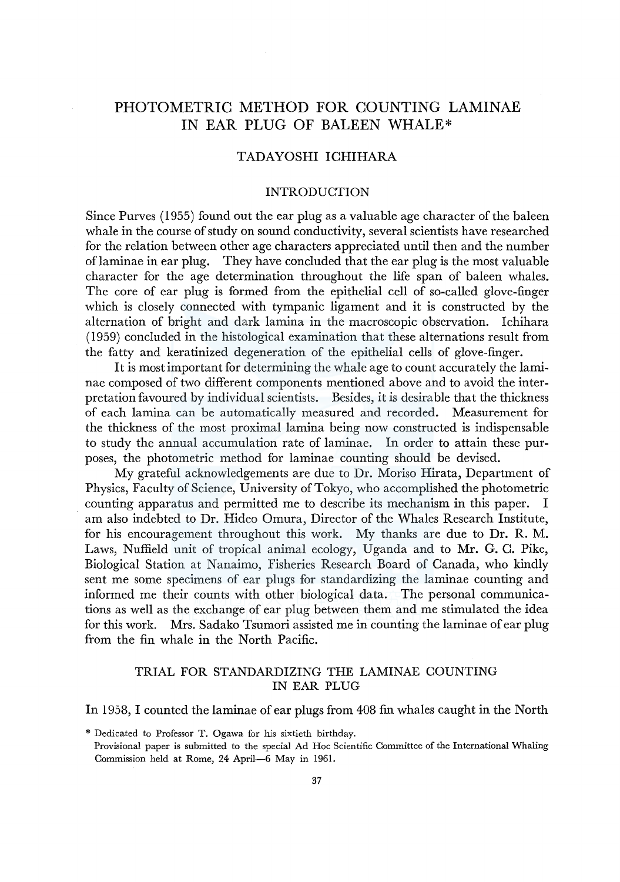# PHOTOMETRIC METHOD FOR COUNTING LAMINAE IN EAR PLUG OF BALEEN WHALE*

### TADAYOSHI ICHIHARA

## INTRODUCTION

Since Purves (1955) found out the ear plug as a valuable age character of the baleen whale in the course of study on sound conductivity, several scientists have researched for the relation between other age characters appreciated until then and the number of laminae in ear plug. They have concluded that the ear plug is the most valuable character for the age determination throughout the life span of baleen whales. The core of ear plug is formed from the epithelial cell of so-called glove-finger which is closely connected with tympanic ligament and it is constructed by the alternation of bright and dark lamina in the macroscopic observation. Ichihara (1959) concluded in the histological examination that these alternations result from the fatty and keratinized degeneration of the epithelial cells of glove-finger.

It is most important for determining the whale age to count accurately the laminae composed of two different components mentioned above and to avoid the interpretation favoured by individual scientists. Besides, it is desirable that the thickness of each lamina can be automatically measured and recorded. Measurement for the thickness of the most proximal lamina being now constructed is indispensable to study the annual accumulation rate of laminae. In order to attain these purposes, the photometric method for laminae counting should be devised.

My grateful acknowledgements are due to Dr. Moriso Hirata, Department of Physics, Faculty of Science, University of Tokyo, who accomplished the photometric counting apparatus and permitted me to describe its mechanism in this paper. I am also indebted to Dr. Hideo Omura, Director of the Whales Research Institute, for his encouragement throughout this work. My thanks are due to Dr. R. M. Laws, Nuffield unit of tropical animal ecology, Uganda and to Mr. G. C. Pike, Biological Station at Nanaimo, Fisheries Research Board of Canada, who kindly sent me some specimens of ear plugs for standardizing the laminae counting and informed me their counts with other biological data. The personal communications as well as the exchange of ear plug between them and me stimulated the idea for this work. Mrs. Sadako Tsumori assisted me in counting the laminae of ear plug from the fin whale in the North Pacific.

## TRIAL FOR STANDARDIZING THE LAMINAE COUNTING IN EAR PLUG

In 1958, I counted the laminae of ear plugs from 408 fin whales caught in the North

\* Dedicated to Professor T. Ogawa for his sixtieth birthday.
Provisional paper is submitted to the special Ad Hoc Scientific Committee of the International Whaling Commission held at Rome, 24 April—6 May in 1961.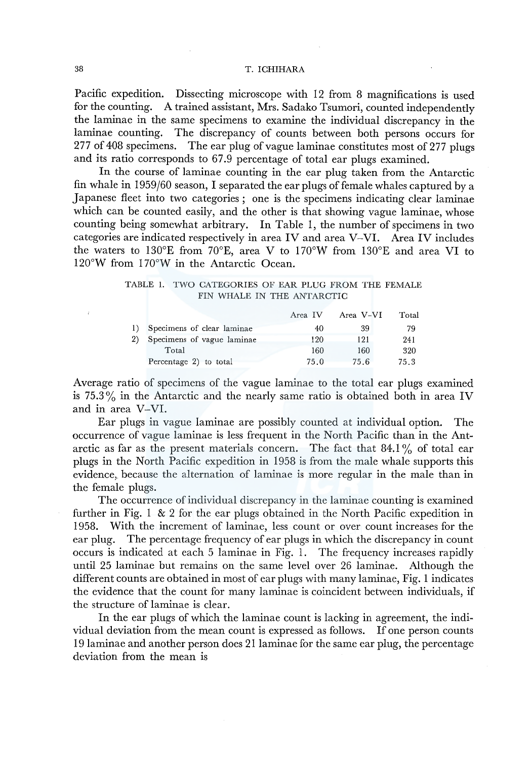Pacific expedition. Dissecting microscope with 12 from 8 magnifications is used for the counting. A trained assistant, Mrs. Sadako Tsumori, counted independently the laminae in the same specimens to examine the individual discrepancy in the laminae counting. The discrepancy of counts between both persons occurs for 277 of 408 specimens. The ear plug of vague laminae constitutes most of 277 plugs and its ratio corresponds to 67.9 percentage of total ear plugs examined.

In the course of laminae counting in the ear plug taken from the Antarctic fin whale in 1959/60 season, I separated the ear plugs of female whales captured by a Japanese fleet into two categories; one is the specimens indicating clear laminae which can be counted easily, and the other is that showing vague laminae, whose counting being somewhat arbitrary. In Table 1, the number of specimens in two categories are indicated respectively in area IV and area V–VI. Area IV includes the waters to 130°E from 70°E, area V to 170°W from 130°E and area VI to 120°W from 170°W in the Antarctic Ocean.

TABLE 1. TWO CATEGORIES OF EAR PLUG FROM THE FEMALE FIN WHALE IN THE ANTARCTIC

| | Area IV | Area V–VI | Total |
|---|---|---|---|
| 1) Specimens of clear laminae | 40 | 39 | 79 |
| 2) Specimens of vague laminae | 120 | 121 | 241 |
| Total | 160 | 160 | 320 |
| Percentage 2) to total | 75.0 | 75.6 | 75.3 |

Average ratio of specimens of the vague laminae to the total ear plugs examined is 75.3% in the Antarctic and the nearly same ratio is obtained both in area IV and in area V–VI.

Ear plugs in vague laminae are possibly counted at individual option. The occurrence of vague laminae is less frequent in the North Pacific than in the Antarctic as far as the present materials concern. The fact that 84.1% of total ear plugs in the North Pacific expedition in 1958 is from the male whale supports this evidence, because the alternation of laminae is more regular in the male than in the female plugs.

The occurrence of individual discrepancy in the laminae counting is examined further in Fig. 1 & 2 for the ear plugs obtained in the North Pacific expedition in 1958. With the increment of laminae, less count or over count increases for the ear plug. The percentage frequency of ear plugs in which the discrepancy in count occurs is indicated at each 5 laminae in Fig. 1. The frequency increases rapidly until 25 laminae but remains on the same level over 26 laminae. Although the different counts are obtained in most of ear plugs with many laminae, Fig. 1 indicates the evidence that the count for many laminae is coincident between individuals, if the structure of laminae is clear.

In the ear plugs of which the laminae count is lacking in agreement, the individual deviation from the mean count is expressed as follows. If one person counts 19 laminae and another person does 21 laminae for the same ear plug, the percentage deviation from the mean is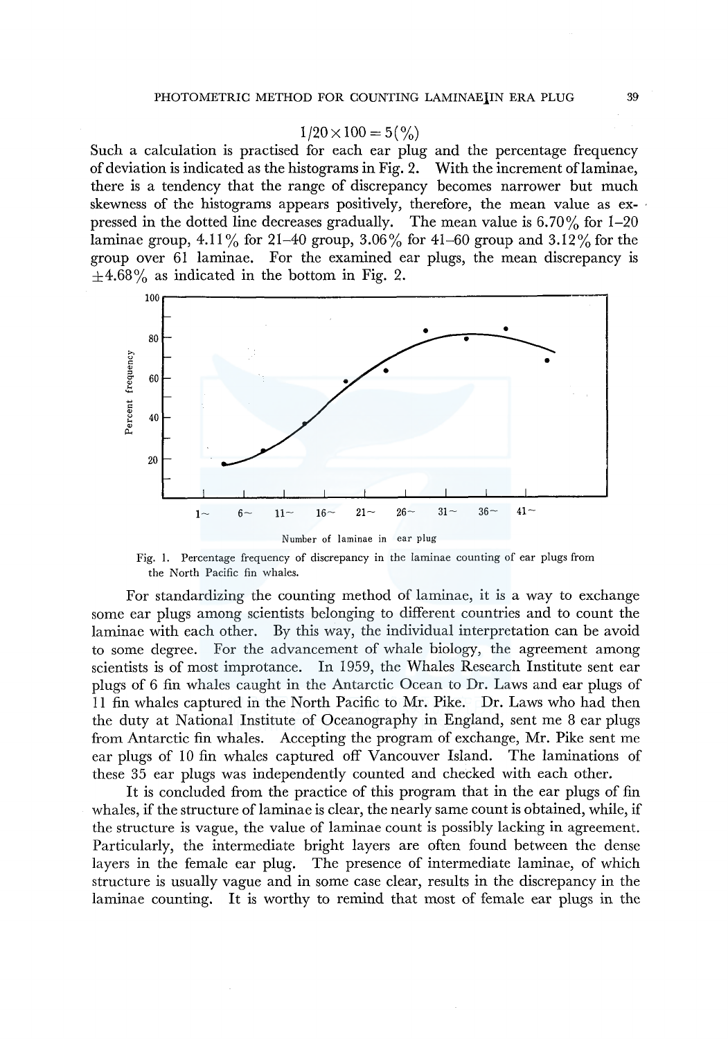$$1/20 \times 100 = 5(\%)$$

Such a calculation is practised for each ear plug and the percentage frequency of deviation is indicated as the histograms in Fig. 2. With the increment of laminae, there is a tendency that the range of discrepancy becomes narrower but much skewness of the histograms appears positively, therefore, the mean value as expressed in the dotted line decreases gradually. The mean value is 6.70% for 1–20 laminae group, 4.11% for 21–40 group, 3.06% for 41–60 group and 3.12% for the group over 61 laminae. For the examined ear plugs, the mean discrepancy is $\pm 4.68\%$ as indicated in the bottom in Fig. 2.

Fig. 1. Percentage frequency of discrepancy in the laminae counting of ear plugs from the North Pacific fin whales.

For standardizing the counting method of laminae, it is a way to exchange some ear plugs among scientists belonging to different countries and to count the laminae with each other. By this way, the individual interpretation can be avoid to some degree. For the advancement of whale biology, the agreement among scientists is of most improtance. In 1959, the Whales Research Institute sent ear plugs of 6 fin whales caught in the Antarctic Ocean to Dr. Laws and ear plugs of 11 fin whales captured in the North Pacific to Mr. Pike. Dr. Laws who had then the duty at National Institute of Oceanography in England, sent me 8 ear plugs from Antarctic fin whales. Accepting the program of exchange, Mr. Pike sent me ear plugs of 10 fin whales captured off Vancouver Island. The laminations of these 35 ear plugs was independently counted and checked with each other.

It is concluded from the practice of this program that in the ear plugs of fin whales, if the structure of laminae is clear, the nearly same count is obtained, while, if the structure is vague, the value of laminae count is possibly lacking in agreement. Particularly, the intermediate bright layers are often found between the dense layers in the female ear plug. The presence of intermediate laminae, of which structure is usually vague and in some case clear, results in the discrepancy in the laminae counting. It is worthy to remind that most of female ear plugs in the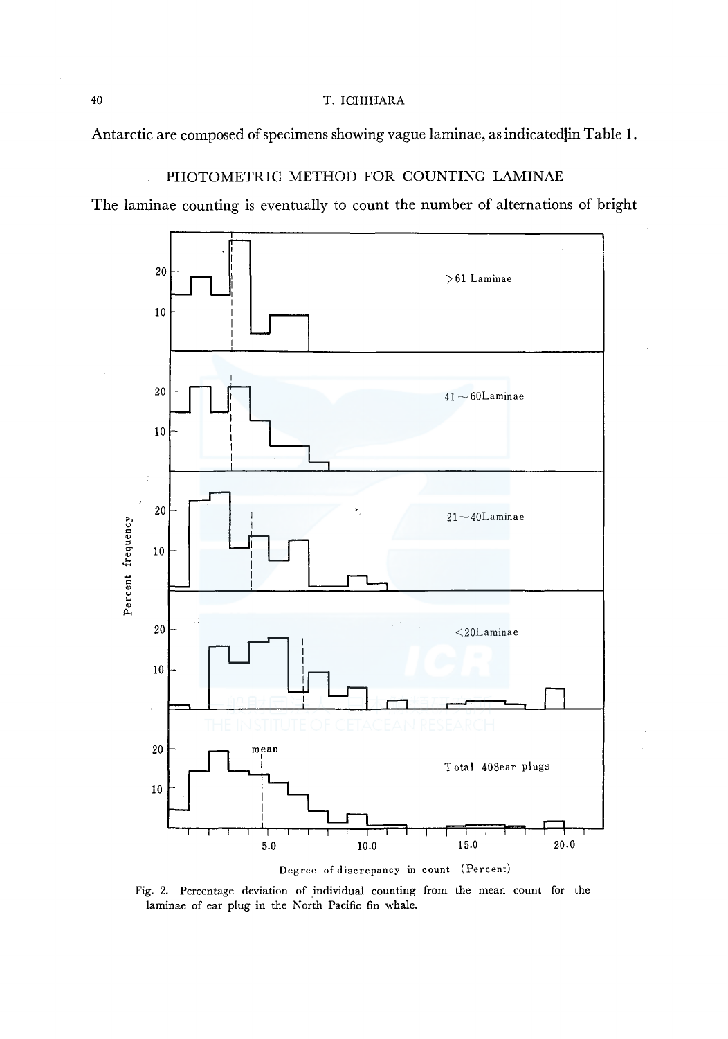Antarctic are composed of specimens showing vague laminae, as indicated in Table 1.

## PHOTOMETRIC METHOD FOR COUNTING LAMINAE

The laminae counting is eventually to count the number of alternations of bright

Fig. 2. Percentage deviation of individual counting from the mean count for the laminae of ear plug in the North Pacific fin whale.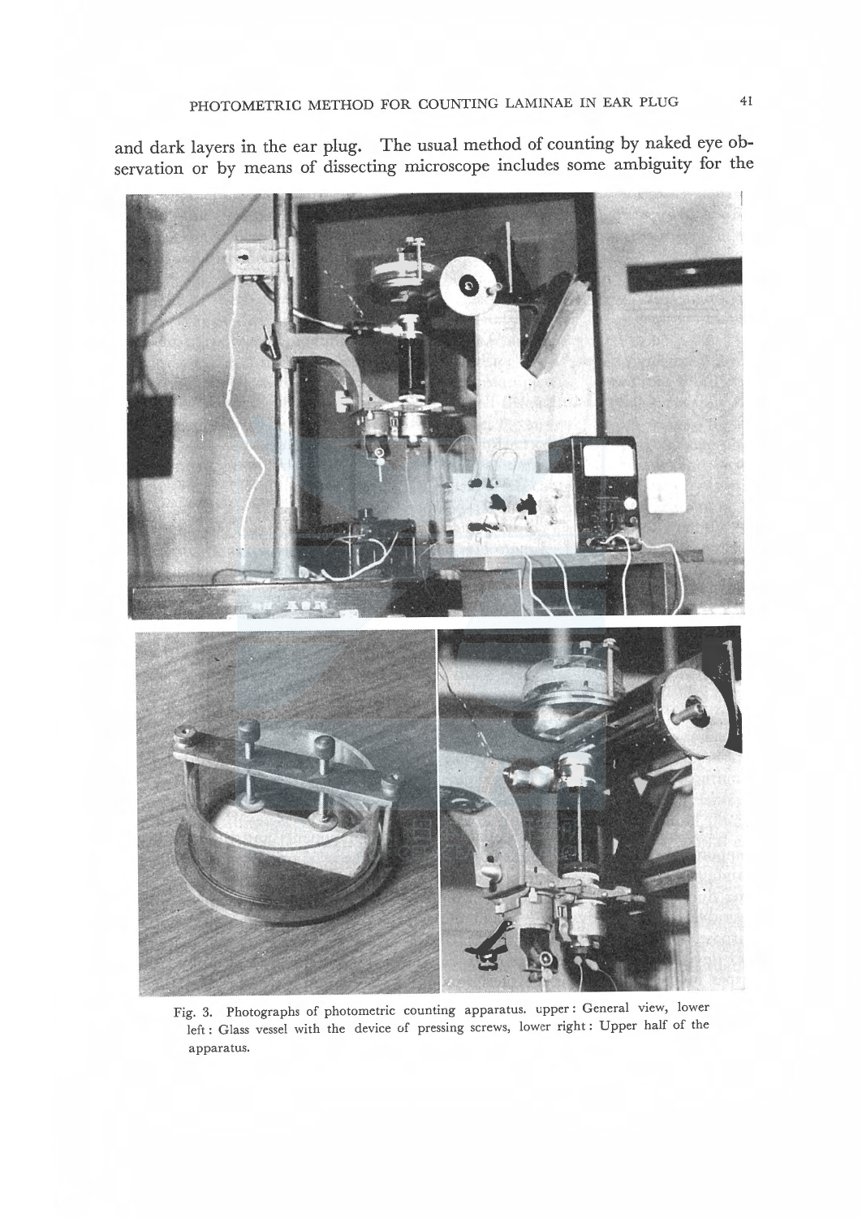and dark layers in the ear plug. The usual method of counting by naked eye observation or by means of dissecting microscope includes some ambiguity for the

Fig. 3. Photographs of photometric counting apparatus. upper: General view, lower left: Glass vessel with the device of pressing screws, lower right: Upper half of the apparatus.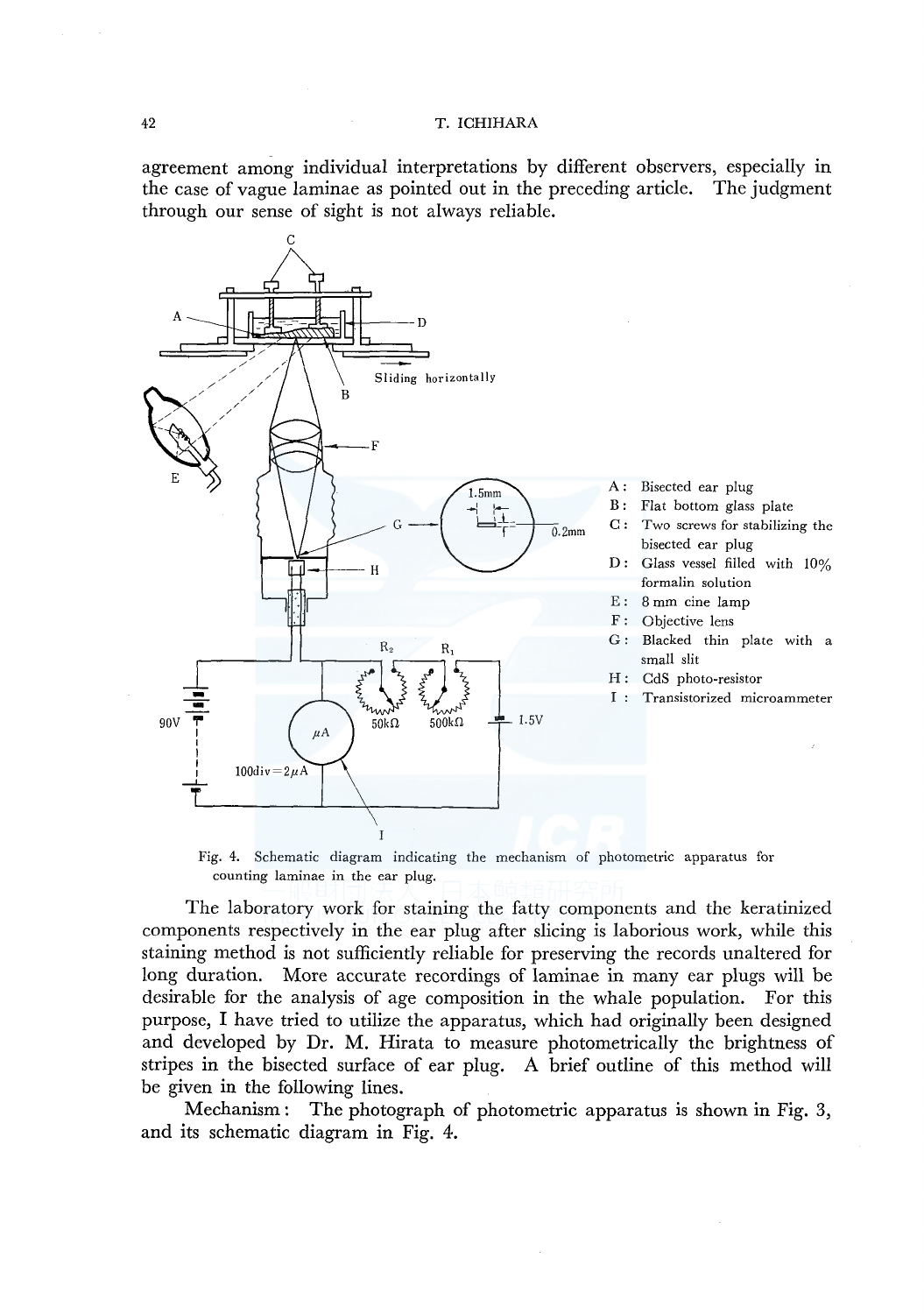agreement among individual interpretations by different observers, especially in the case of vague laminae as pointed out in the preceding article. The judgment through our sense of sight is not always reliable.

A : Bisected ear plug
B : Flat bottom glass plate
C : Two screws for stabilizing the bisected ear plug
D : Glass vessel filled with 10% formalin solution
E : 8 mm cine lamp
F : Objective lens
G : Blacked thin plate with a small slit
H : CdS photo-resistor
I : Transistorized microammeter

Fig. 4. Schematic diagram indicating the mechanism of photometric apparatus for counting laminae in the ear plug.

The laboratory work for staining the fatty components and the keratinized components respectively in the ear plug after slicing is laborious work, while this staining method is not sufficiently reliable for preserving the records unaltered for long duration. More accurate recordings of laminae in many ear plugs will be desirable for the analysis of age composition in the whale population. For this purpose, I have tried to utilize the apparatus, which had originally been designed and developed by Dr. M. Hirata to measure photometrically the brightness of stripes in the bisected surface of ear plug. A brief outline of this method will be given in the following lines.

Mechanism: The photograph of photometric apparatus is shown in Fig. 3, and its schematic diagram in Fig. 4.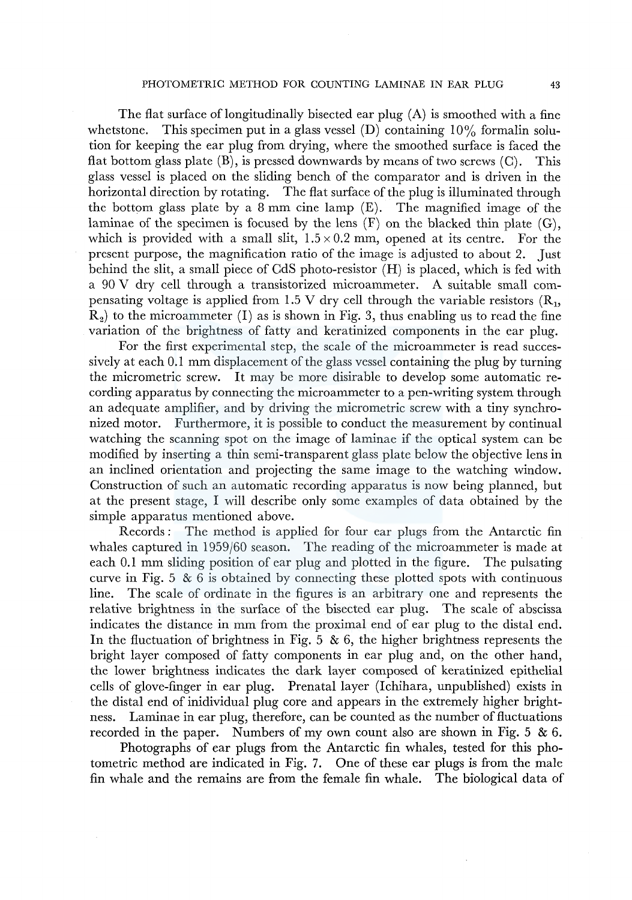The flat surface of longitudinally bisected ear plug (A) is smoothed with a fine whetstone. This specimen put in a glass vessel (D) containing 10% formalin solution for keeping the ear plug from drying, where the smoothed surface is faced the flat bottom glass plate (B), is pressed downwards by means of two screws (C). This glass vessel is placed on the sliding bench of the comparator and is driven in the horizontal direction by rotating. The flat surface of the plug is illuminated through the bottom glass plate by a 8 mm cine lamp (E). The magnified image of the laminae of the specimen is focused by the lens (F) on the blacked thin plate (G), which is provided with a small slit, 1.5×0.2 mm, opened at its centre. For the present purpose, the magnification ratio of the image is adjusted to about 2. Just behind the slit, a small piece of CdS photo-resistor (H) is placed, which is fed with a 90 V dry cell through a transistorized microammeter. A suitable small compensating voltage is applied from 1.5 V dry cell through the variable resistors ($R_1$, $R_2$) to the microammeter (I) as is shown in Fig. 3, thus enabling us to read the fine variation of the brightness of fatty and keratinized components in the ear plug.

For the first experimental step, the scale of the microammeter is read successively at each 0.1 mm displacement of the glass vessel containing the plug by turning the micrometric screw. It may be more disirable to develop some automatic recording apparatus by connecting the microammeter to a pen-writing system through an adequate amplifier, and by driving the micrometric screw with a tiny synchronized motor. Furthermore, it is possible to conduct the measurement by continual watching the scanning spot on the image of laminae if the optical system can be modified by inserting a thin semi-transparent glass plate below the objective lens in an inclined orientation and projecting the same image to the watching window. Construction of such an automatic recording apparatus is now being planned, but at the present stage, I will describe only some examples of data obtained by the simple apparatus mentioned above.

Records: The method is applied for four ear plugs from the Antarctic fin whales captured in 1959/60 season. The reading of the microammeter is made at each 0.1 mm sliding position of ear plug and plotted in the figure. The pulsating curve in Fig. 5 & 6 is obtained by connecting these plotted spots with continuous line. The scale of ordinate in the figures is an arbitrary one and represents the relative brightness in the surface of the bisected ear plug. The scale of abscissa indicates the distance in mm from the proximal end of ear plug to the distal end. In the fluctuation of brightness in Fig. 5 & 6, the higher brightness represents the bright layer composed of fatty components in ear plug and, on the other hand, the lower brightness indicates the dark layer composed of keratinized epithelial cells of glove-finger in ear plug. Prenatal layer (Ichihara, unpublished) exists in the distal end of inidividual plug core and appears in the extremely higher brightness. Laminae in ear plug, therefore, can be counted as the number of fluctuations recorded in the paper. Numbers of my own count also are shown in Fig. 5 & 6.

Photographs of ear plugs from the Antarctic fin whales, tested for this photometric method are indicated in Fig. 7. One of these ear plugs is from the male fin whale and the remains are from the female fin whale. The biological data of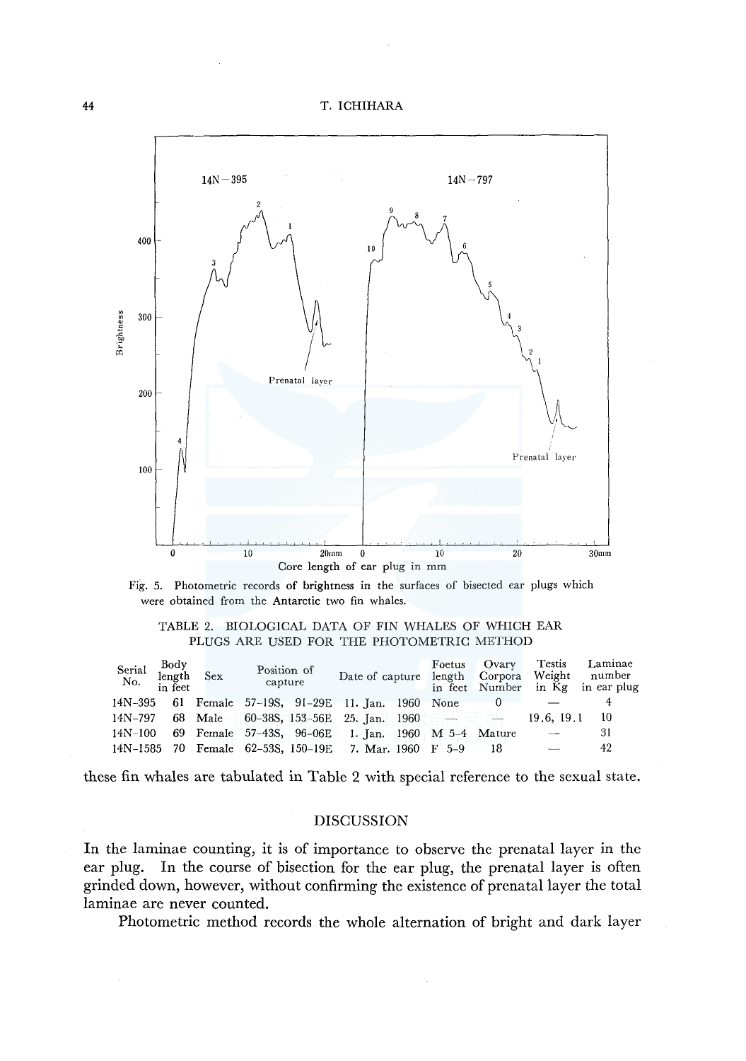Fig. 5. Photometric records of brightness in the surfaces of bisected ear plugs which were obtained from the Antarctic two fin whales.

TABLE 2. BIOLOGICAL DATA OF FIN WHALES OF WHICH EAR PLUGS ARE USED FOR THE PHOTOMETRIC METHOD

| Serial No. | Body length in feet | Sex | Position of capture | Date of capture | Foetus length in feet | Ovary Corpora Number | Testis Weight in Kg | Laminae number in ear plug |
|---|---|---|---|---|---|---|---|---|
| 14N-395 | 61 | Female | 57-19S, 91-29E | 11. Jan. 1960 | None | 0 | — | 4 |
| 14N-797 | 68 | Male | 60-38S, 153-56E | 25. Jan. 1960 | — | — | 19.6, 19.1 | 10 |
| 14N-100 | 69 | Female | 57-43S, 96-06E | 1. Jan. 1960 | M 5-4 | Mature | — | 31 |
| 14N-1585 | 70 | Female | 62-53S, 150-19E | 7. Mar. 1960 | F 5-9 | 18 | — | 42 |

these fin whales are tabulated in Table 2 with special reference to the sexual state.

## DISCUSSION

In the laminae counting, it is of importance to observe the prenatal layer in the ear plug. In the course of bisection for the ear plug, the prenatal layer is often grinded down, however, without confirming the existence of prenatal layer the total laminae are never counted.

Photometric method records the whole alternation of bright and dark layer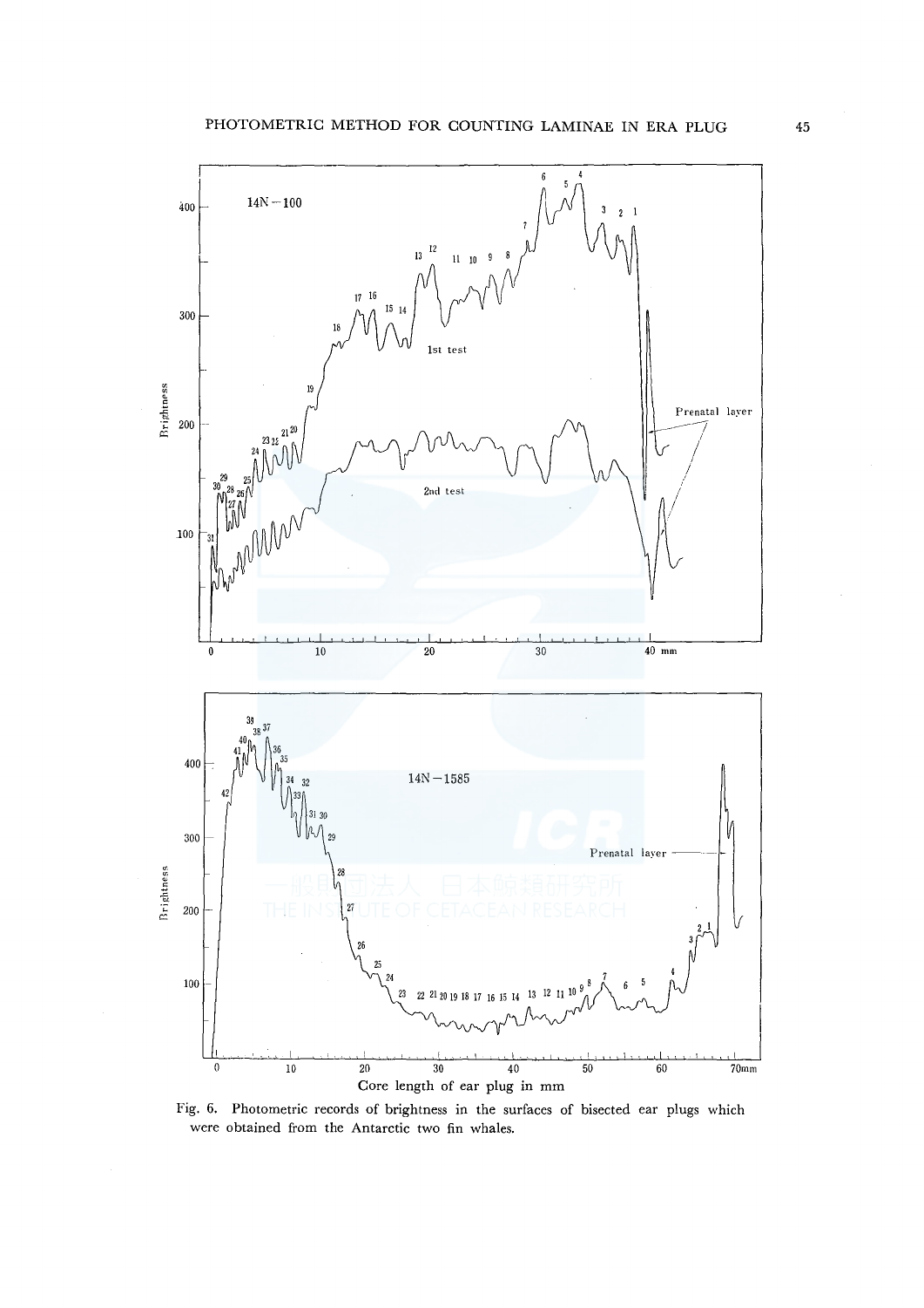Fig. 6. Photometric records of brightness in the surfaces of bisected ear plugs which were obtained from the Antarctic two fin whales.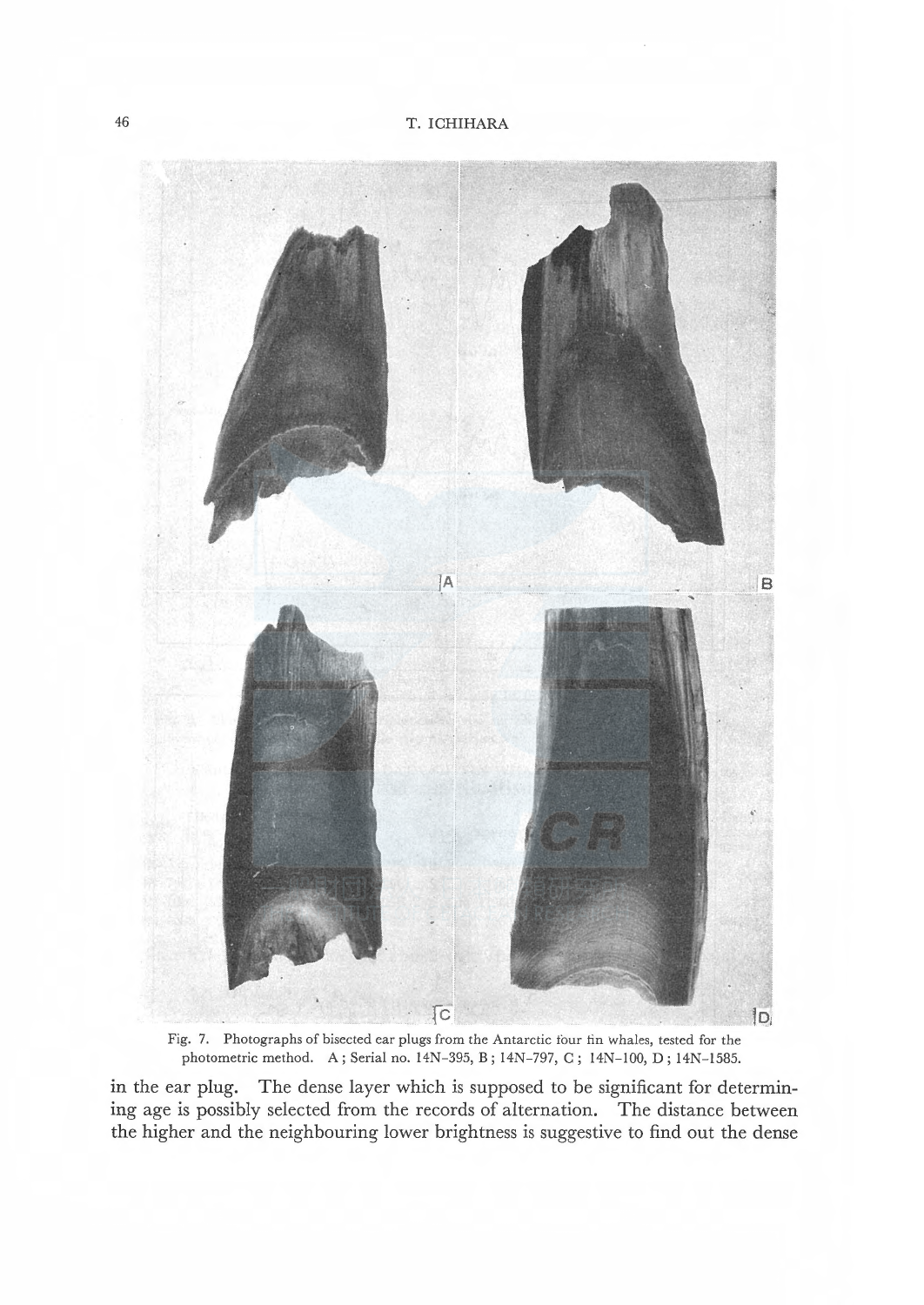Fig. 7. Photographs of bisected ear plugs from the Antarctic four fin whales, tested for the photometric method. A; Serial no. 14N–395, B; 14N–797, C; 14N–100, D; 14N–1585.

in the ear plug. The dense layer which is supposed to be significant for determining age is possibly selected from the records of alternation. The distance between the higher and the neighbouring lower brightness is suggestive to find out the dense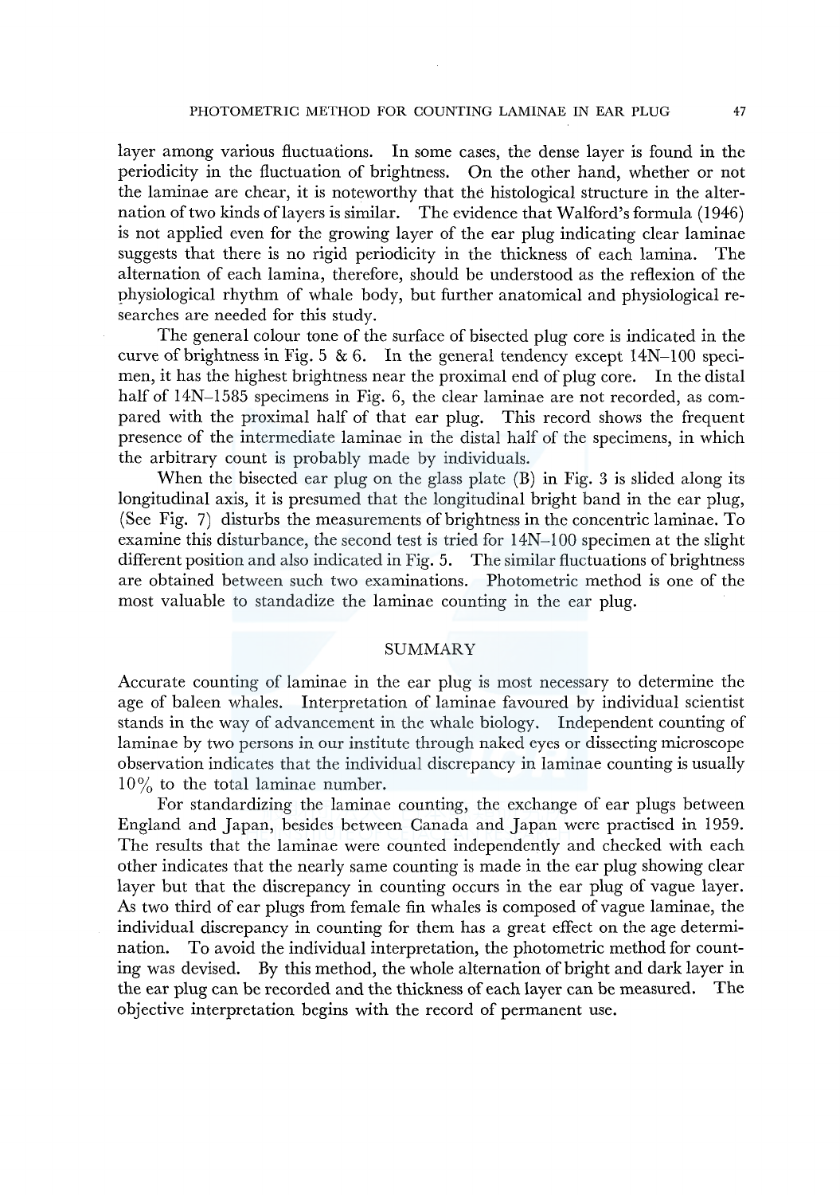layer among various fluctuations. In some cases, the dense layer is found in the periodicity in the fluctuation of brightness. On the other hand, whether or not the laminae are chear, it is noteworthy that the histological structure in the alternation of two kinds of layers is similar. The evidence that Walford's formula (1946) is not applied even for the growing layer of the ear plug indicating clear laminae suggests that there is no rigid periodicity in the thickness of each lamina. The alternation of each lamina, therefore, should be understood as the reflexion of the physiological rhythm of whale body, but further anatomical and physiological researches are needed for this study.

The general colour tone of the surface of bisected plug core is indicated in the curve of brightness in Fig. 5 & 6. In the general tendency except 14N–100 specimen, it has the highest brightness near the proximal end of plug core. In the distal half of 14N–1585 specimens in Fig. 6, the clear laminae are not recorded, as compared with the proximal half of that ear plug. This record shows the frequent presence of the intermediate laminae in the distal half of the specimens, in which the arbitrary count is probably made by individuals.

When the bisected ear plug on the glass plate (B) in Fig. 3 is slided along its longitudinal axis, it is presumed that the longitudinal bright band in the ear plug, (See Fig. 7) disturbs the measurements of brightness in the concentric laminae. To examine this disturbance, the second test is tried for 14N–100 specimen at the slight different position and also indicated in Fig. 5. The similar fluctuations of brightness are obtained between such two examinations. Photometric method is one of the most valuable to standadize the laminae counting in the ear plug.

## SUMMARY

Accurate counting of laminae in the ear plug is most necessary to determine the age of baleen whales. Interpretation of laminae favoured by individual scientist stands in the way of advancement in the whale biology. Independent counting of laminae by two persons in our institute through naked eyes or dissecting microscope observation indicates that the individual discrepancy in laminae counting is usually 10% to the total laminae number.

For standardizing the laminae counting, the exchange of ear plugs between England and Japan, besides between Canada and Japan were practised in 1959. The results that the laminae were counted independently and checked with each other indicates that the nearly same counting is made in the ear plug showing clear layer but that the discrepancy in counting occurs in the ear plug of vague layer. As two third of ear plugs from female fin whales is composed of vague laminae, the individual discrepancy in counting for them has a great effect on the age determination. To avoid the individual interpretation, the photometric method for counting was devised. By this method, the whole alternation of bright and dark layer in the ear plug can be recorded and the thickness of each layer can be measured. The objective interpretation begins with the record of permanent use.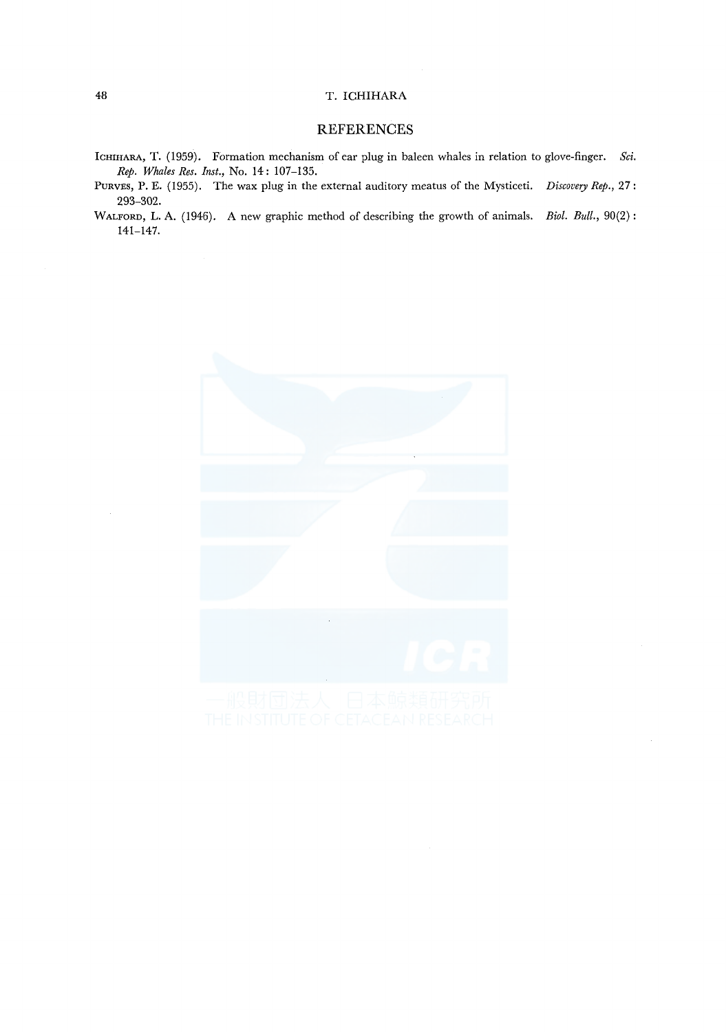## REFERENCES

ICHIHARA, T. (1959). Formation mechanism of ear plug in baleen whales in relation to glove-finger. *Sci. Rep. Whales Res. Inst.*, No. 14: 107–135.

PURVES, P. E. (1955). The wax plug in the external auditory meatus of the Mysticeti. *Discovery Rep.*, 27: 293–302.

WALFORD, L. A. (1946). A new graphic method of describing the growth of animals. *Biol. Bull.*, 90(2): 141–147.